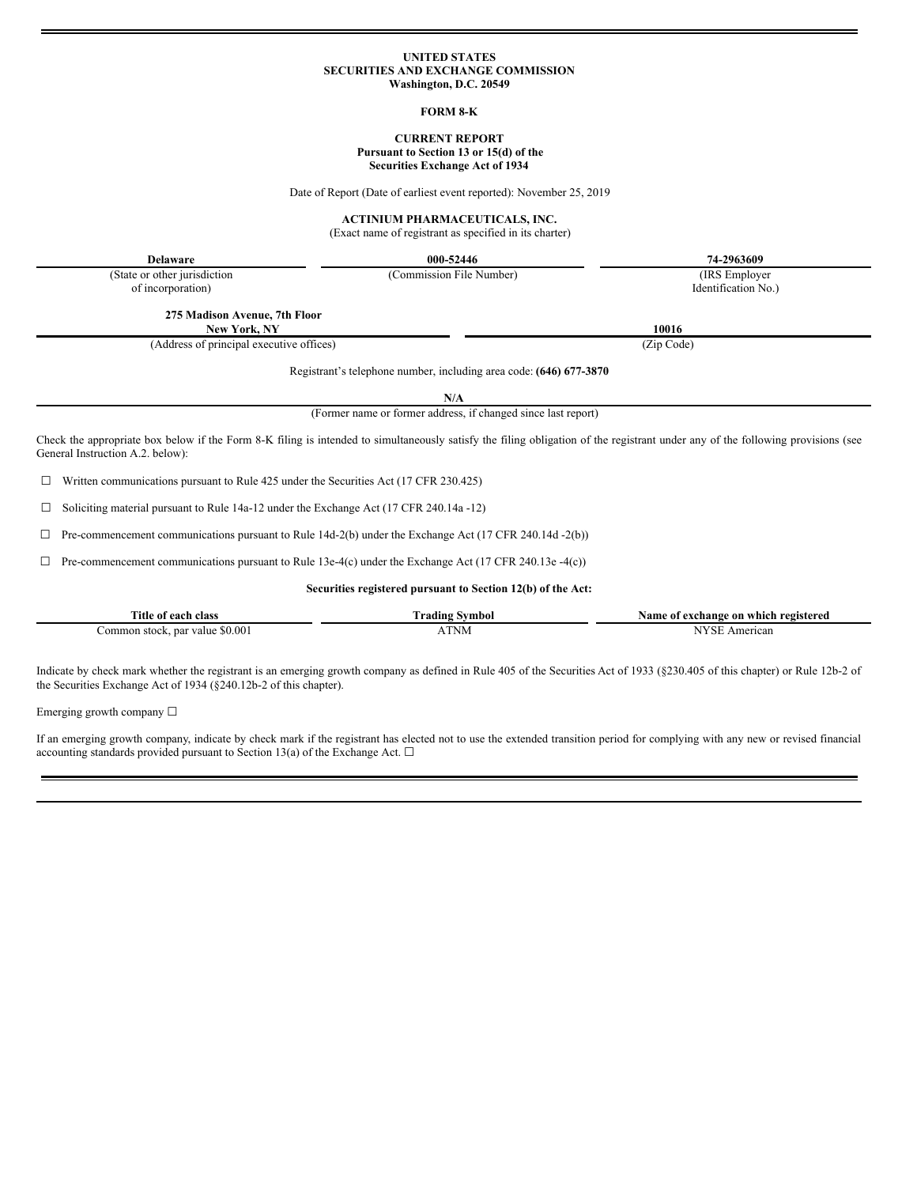**UNITED STATES**
**SECURITIES AND EXCHANGE COMMISSION**
**Washington, D.C. 20549**

**FORM 8-K**

**CURRENT REPORT**
**Pursuant to Section 13 or 15(d) of the**
**Securities Exchange Act of 1934**

Date of Report (Date of earliest event reported): November 25, 2019

**ACTINIUM PHARMACEUTICALS, INC.**
(Exact name of registrant as specified in its charter)

| **Delaware** | **000-52446** | **74-2963609** |
|---|---|---|
| (State or other jurisdiction of incorporation) | (Commission File Number) | (IRS Employer Identification No.) |

| **275 Madison Avenue, 7th Floor New York, NY** | **10016** |
|---|---|
| (Address of principal executive offices) | (Zip Code) |

Registrant's telephone number, including area code: **(646) 677-3870**

**N/A**
(Former name or former address, if changed since last report)

Check the appropriate box below if the Form 8-K filing is intended to simultaneously satisfy the filing obligation of the registrant under any of the following provisions (see General Instruction A.2. below):

☐ Written communications pursuant to Rule 425 under the Securities Act (17 CFR 230.425)

☐ Soliciting material pursuant to Rule 14a-12 under the Exchange Act (17 CFR 240.14a -12)

☐ Pre-commencement communications pursuant to Rule 14d-2(b) under the Exchange Act (17 CFR 240.14d -2(b))

☐ Pre-commencement communications pursuant to Rule 13e-4(c) under the Exchange Act (17 CFR 240.13e -4(c))

**Securities registered pursuant to Section 12(b) of the Act:**

| Title of each class | Trading Symbol | Name of exchange on which registered |
|---|---|---|
| Common stock, par value $0.001 | ATNM | NYSE American |

Indicate by check mark whether the registrant is an emerging growth company as defined in Rule 405 of the Securities Act of 1933 (§230.405 of this chapter) or Rule 12b-2 of the Securities Exchange Act of 1934 (§240.12b-2 of this chapter).

Emerging growth company ☐

If an emerging growth company, indicate by check mark if the registrant has elected not to use the extended transition period for complying with any new or revised financial accounting standards provided pursuant to Section 13(a) of the Exchange Act. ☐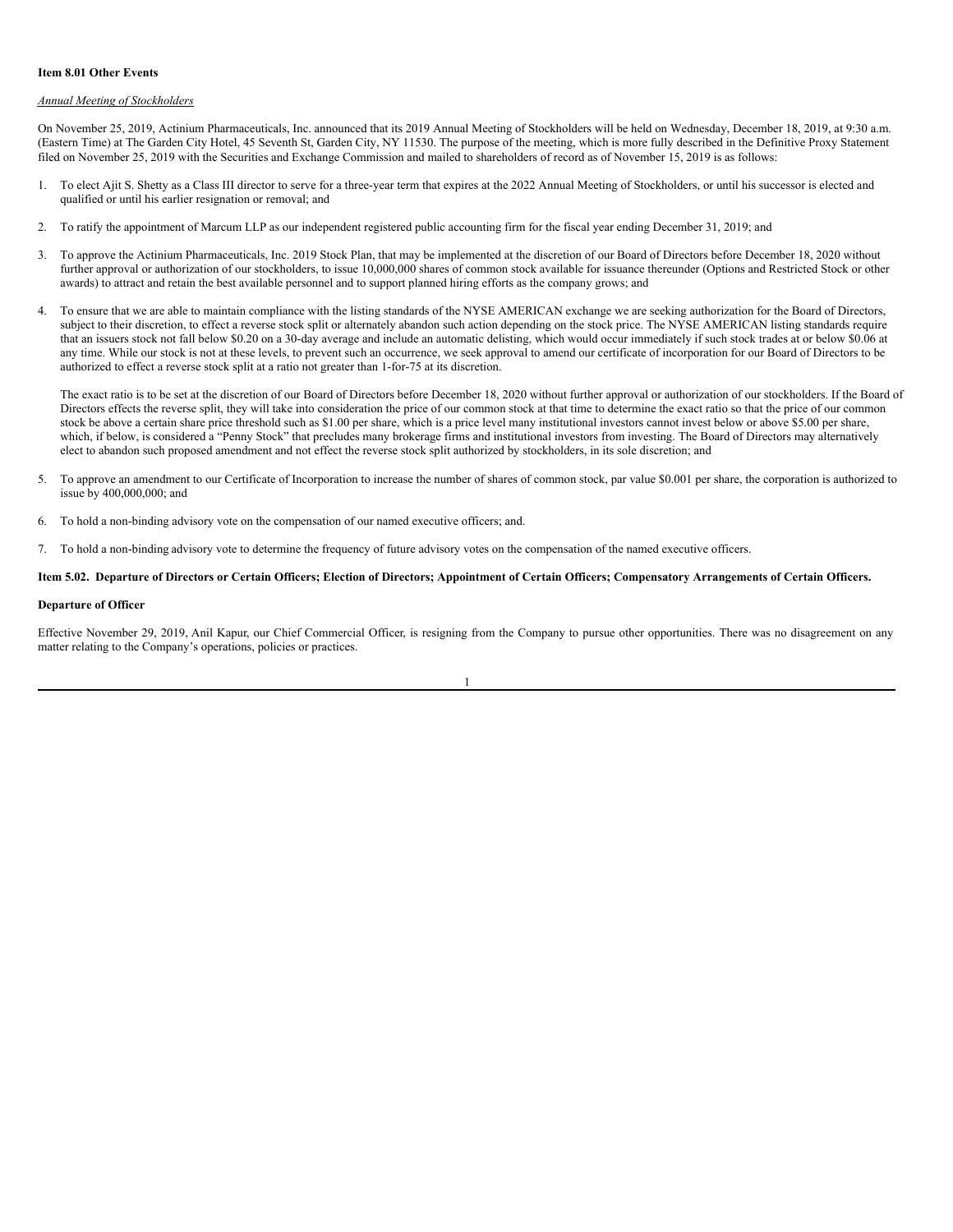**Item 8.01 Other Events**

*Annual Meeting of Stockholders*

On November 25, 2019, Actinium Pharmaceuticals, Inc. announced that its 2019 Annual Meeting of Stockholders will be held on Wednesday, December 18, 2019, at 9:30 a.m. (Eastern Time) at The Garden City Hotel, 45 Seventh St, Garden City, NY 11530. The purpose of the meeting, which is more fully described in the Definitive Proxy Statement filed on November 25, 2019 with the Securities and Exchange Commission and mailed to shareholders of record as of November 15, 2019 is as follows:

1. To elect Ajit S. Shetty as a Class III director to serve for a three-year term that expires at the 2022 Annual Meeting of Stockholders, or until his successor is elected and qualified or until his earlier resignation or removal; and

2. To ratify the appointment of Marcum LLP as our independent registered public accounting firm for the fiscal year ending December 31, 2019; and

3. To approve the Actinium Pharmaceuticals, Inc. 2019 Stock Plan, that may be implemented at the discretion of our Board of Directors before December 18, 2020 without further approval or authorization of our stockholders, to issue 10,000,000 shares of common stock available for issuance thereunder (Options and Restricted Stock or other awards) to attract and retain the best available personnel and to support planned hiring efforts as the company grows; and

4. To ensure that we are able to maintain compliance with the listing standards of the NYSE AMERICAN exchange we are seeking authorization for the Board of Directors, subject to their discretion, to effect a reverse stock split or alternately abandon such action depending on the stock price. The NYSE AMERICAN listing standards require that an issuers stock not fall below $0.20 on a 30-day average and include an automatic delisting, which would occur immediately if such stock trades at or below $0.06 at any time. While our stock is not at these levels, to prevent such an occurrence, we seek approval to amend our certificate of incorporation for our Board of Directors to be authorized to effect a reverse stock split at a ratio not greater than 1-for-75 at its discretion.

   The exact ratio is to be set at the discretion of our Board of Directors before December 18, 2020 without further approval or authorization of our stockholders. If the Board of Directors effects the reverse split, they will take into consideration the price of our common stock at that time to determine the exact ratio so that the price of our common stock be above a certain share price threshold such as $1.00 per share, which is a price level many institutional investors cannot invest below or above $5.00 per share, which, if below, is considered a "Penny Stock" that precludes many brokerage firms and institutional investors from investing. The Board of Directors may alternatively elect to abandon such proposed amendment and not effect the reverse stock split authorized by stockholders, in its sole discretion; and

5. To approve an amendment to our Certificate of Incorporation to increase the number of shares of common stock, par value $0.001 per share, the corporation is authorized to issue by 400,000,000; and

6. To hold a non-binding advisory vote on the compensation of our named executive officers; and.

7. To hold a non-binding advisory vote to determine the frequency of future advisory votes on the compensation of the named executive officers.

**Item 5.02. Departure of Directors or Certain Officers; Election of Directors; Appointment of Certain Officers; Compensatory Arrangements of Certain Officers.**

**Departure of Officer**

Effective November 29, 2019, Anil Kapur, our Chief Commercial Officer, is resigning from the Company to pursue other opportunities. There was no disagreement on any matter relating to the Company's operations, policies or practices.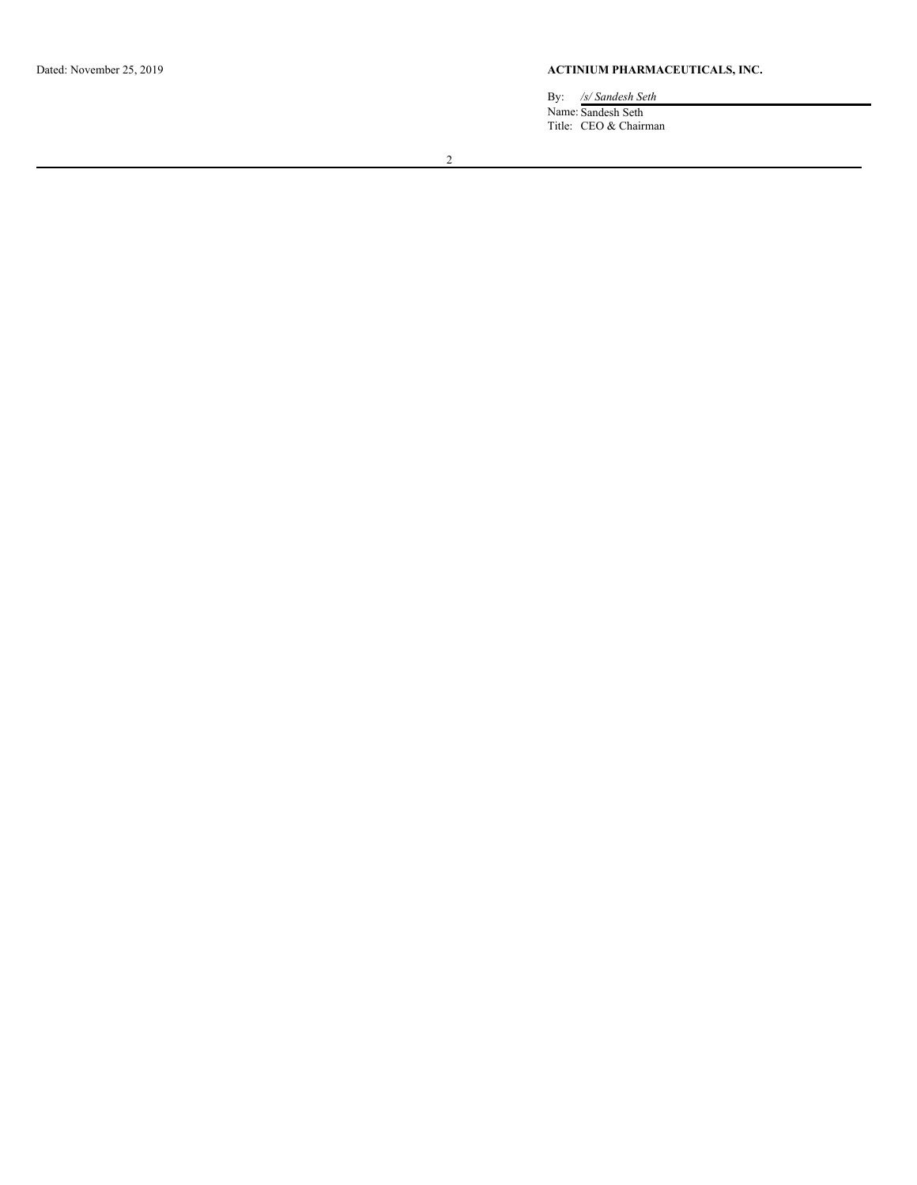Dated: November 25, 2019

**ACTINIUM PHARMACEUTICALS, INC.**

By: */s/ Sandesh Seth*

Name: Sandesh Seth

Title: CEO & Chairman